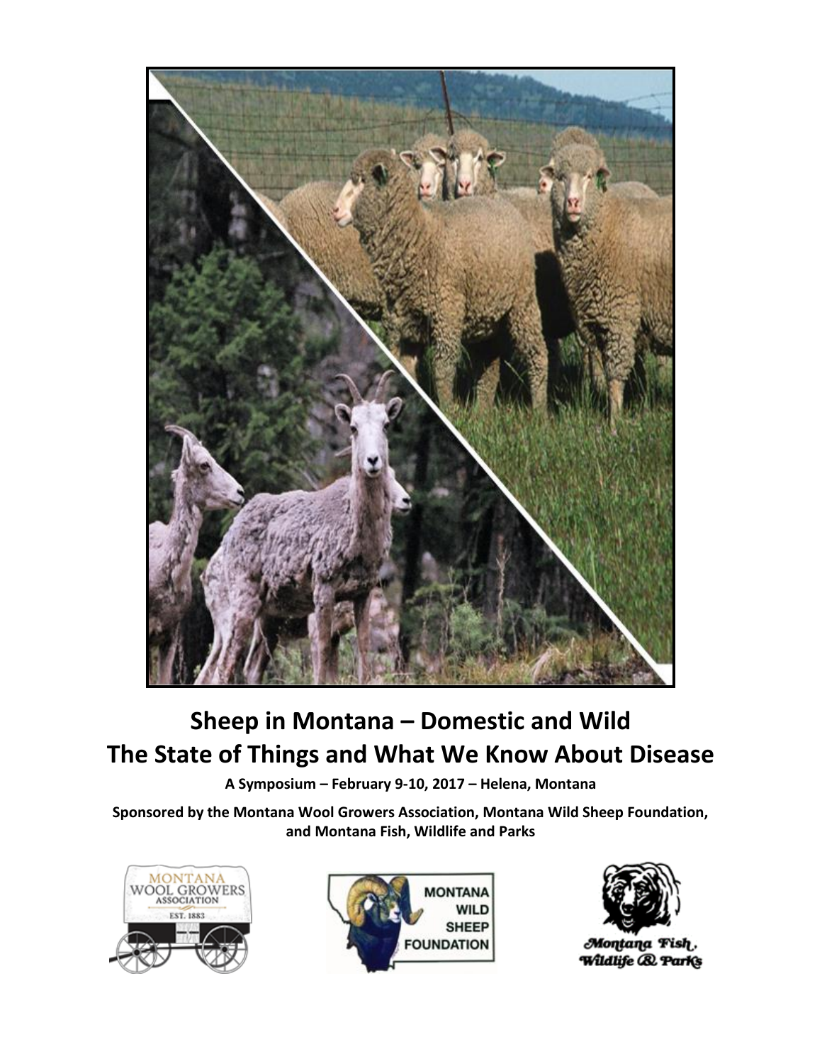# Sheep in Montana – Domestic and Wild
# The State of Things and What We Know About Disease

**A Symposium – February 9-10, 2017 – Helena, Montana**

**Sponsored by the Montana Wool Growers Association, Montana Wild Sheep Foundation, and Montana Fish, Wildlife and Parks**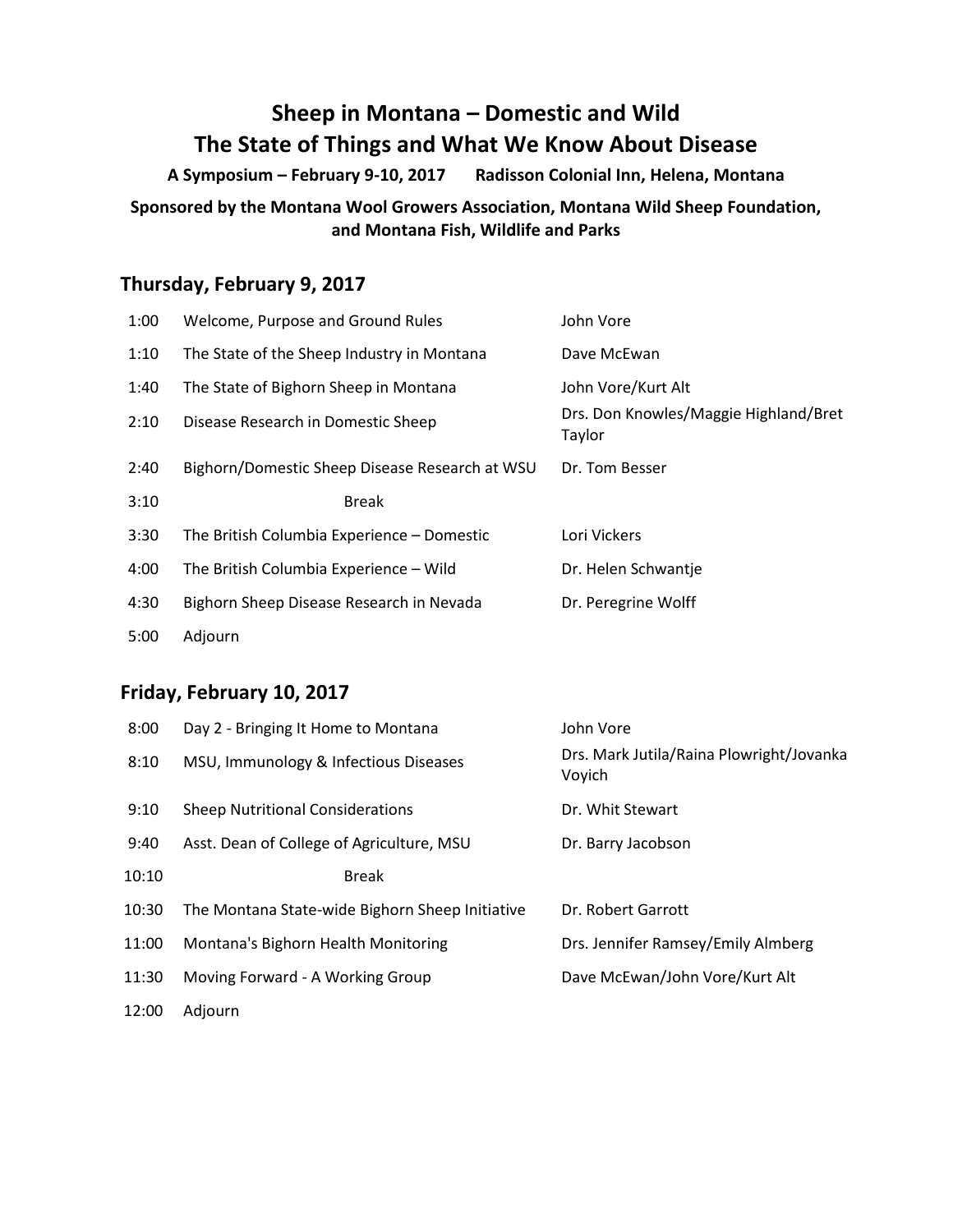# Sheep in Montana – Domestic and Wild
# The State of Things and What We Know About Disease

**A Symposium – February 9-10, 2017 Radisson Colonial Inn, Helena, Montana**

**Sponsored by the Montana Wool Growers Association, Montana Wild Sheep Foundation, and Montana Fish, Wildlife and Parks**

## Thursday, February 9, 2017

| | | |
|---|---|---|
| 1:00 | Welcome, Purpose and Ground Rules | John Vore |
| 1:10 | The State of the Sheep Industry in Montana | Dave McEwan |
| 1:40 | The State of Bighorn Sheep in Montana | John Vore/Kurt Alt |
| 2:10 | Disease Research in Domestic Sheep | Drs. Don Knowles/Maggie Highland/Bret Taylor |
| 2:40 | Bighorn/Domestic Sheep Disease Research at WSU | Dr. Tom Besser |
| 3:10 | Break | |
| 3:30 | The British Columbia Experience – Domestic | Lori Vickers |
| 4:00 | The British Columbia Experience – Wild | Dr. Helen Schwantje |
| 4:30 | Bighorn Sheep Disease Research in Nevada | Dr. Peregrine Wolff |
| 5:00 | Adjourn | |

## Friday, February 10, 2017

| | | |
|---|---|---|
| 8:00 | Day 2 - Bringing It Home to Montana | John Vore |
| 8:10 | MSU, Immunology & Infectious Diseases | Drs. Mark Jutila/Raina Plowright/Jovanka Voyich |
| 9:10 | Sheep Nutritional Considerations | Dr. Whit Stewart |
| 9:40 | Asst. Dean of College of Agriculture, MSU | Dr. Barry Jacobson |
| 10:10 | Break | |
| 10:30 | The Montana State-wide Bighorn Sheep Initiative | Dr. Robert Garrott |
| 11:00 | Montana's Bighorn Health Monitoring | Drs. Jennifer Ramsey/Emily Almberg |
| 11:30 | Moving Forward - A Working Group | Dave McEwan/John Vore/Kurt Alt |
| 12:00 | Adjourn | |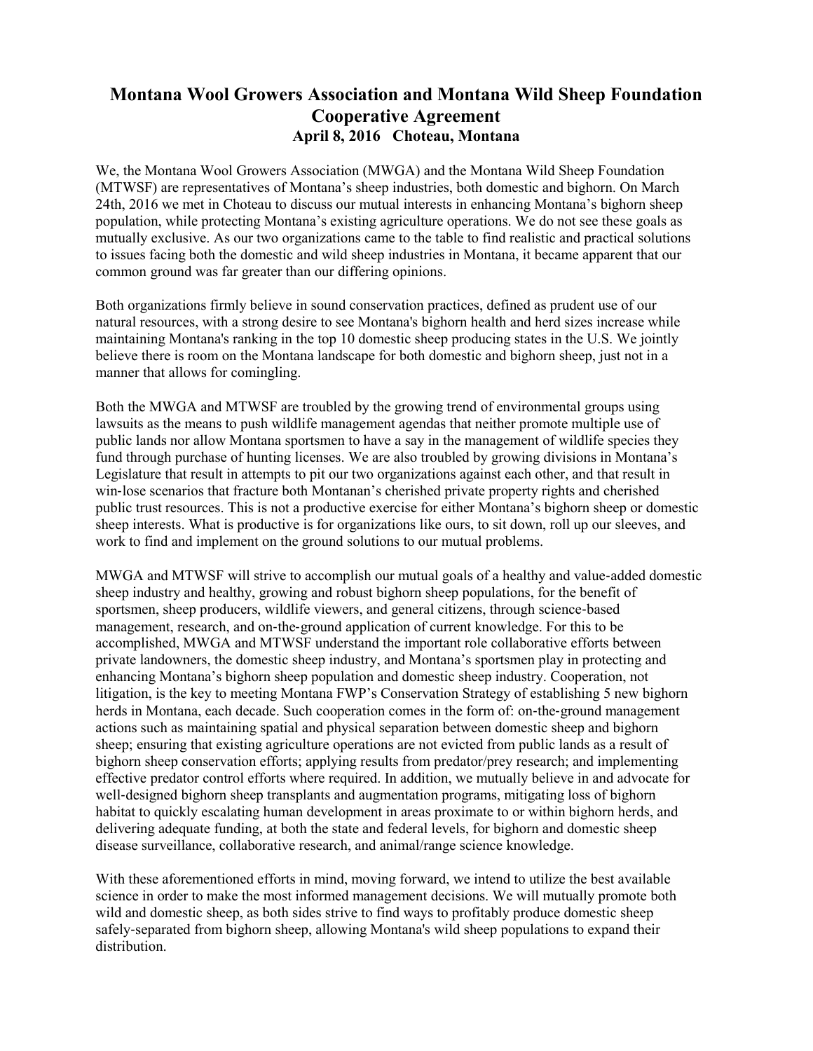# Montana Wool Growers Association and Montana Wild Sheep Foundation Cooperative Agreement

**April 8, 2016 Choteau, Montana**

We, the Montana Wool Growers Association (MWGA) and the Montana Wild Sheep Foundation (MTWSF) are representatives of Montana's sheep industries, both domestic and bighorn. On March 24th, 2016 we met in Choteau to discuss our mutual interests in enhancing Montana's bighorn sheep population, while protecting Montana's existing agriculture operations. We do not see these goals as mutually exclusive. As our two organizations came to the table to find realistic and practical solutions to issues facing both the domestic and wild sheep industries in Montana, it became apparent that our common ground was far greater than our differing opinions.

Both organizations firmly believe in sound conservation practices, defined as prudent use of our natural resources, with a strong desire to see Montana's bighorn health and herd sizes increase while maintaining Montana's ranking in the top 10 domestic sheep producing states in the U.S. We jointly believe there is room on the Montana landscape for both domestic and bighorn sheep, just not in a manner that allows for comingling.

Both the MWGA and MTWSF are troubled by the growing trend of environmental groups using lawsuits as the means to push wildlife management agendas that neither promote multiple use of public lands nor allow Montana sportsmen to have a say in the management of wildlife species they fund through purchase of hunting licenses. We are also troubled by growing divisions in Montana's Legislature that result in attempts to pit our two organizations against each other, and that result in win-lose scenarios that fracture both Montanan's cherished private property rights and cherished public trust resources. This is not a productive exercise for either Montana's bighorn sheep or domestic sheep interests. What is productive is for organizations like ours, to sit down, roll up our sleeves, and work to find and implement on the ground solutions to our mutual problems.

MWGA and MTWSF will strive to accomplish our mutual goals of a healthy and value-added domestic sheep industry and healthy, growing and robust bighorn sheep populations, for the benefit of sportsmen, sheep producers, wildlife viewers, and general citizens, through science-based management, research, and on-the-ground application of current knowledge. For this to be accomplished, MWGA and MTWSF understand the important role collaborative efforts between private landowners, the domestic sheep industry, and Montana's sportsmen play in protecting and enhancing Montana's bighorn sheep population and domestic sheep industry. Cooperation, not litigation, is the key to meeting Montana FWP's Conservation Strategy of establishing 5 new bighorn herds in Montana, each decade. Such cooperation comes in the form of: on-the-ground management actions such as maintaining spatial and physical separation between domestic sheep and bighorn sheep; ensuring that existing agriculture operations are not evicted from public lands as a result of bighorn sheep conservation efforts; applying results from predator/prey research; and implementing effective predator control efforts where required. In addition, we mutually believe in and advocate for well-designed bighorn sheep transplants and augmentation programs, mitigating loss of bighorn habitat to quickly escalating human development in areas proximate to or within bighorn herds, and delivering adequate funding, at both the state and federal levels, for bighorn and domestic sheep disease surveillance, collaborative research, and animal/range science knowledge.

With these aforementioned efforts in mind, moving forward, we intend to utilize the best available science in order to make the most informed management decisions. We will mutually promote both wild and domestic sheep, as both sides strive to find ways to profitably produce domestic sheep safely-separated from bighorn sheep, allowing Montana's wild sheep populations to expand their distribution.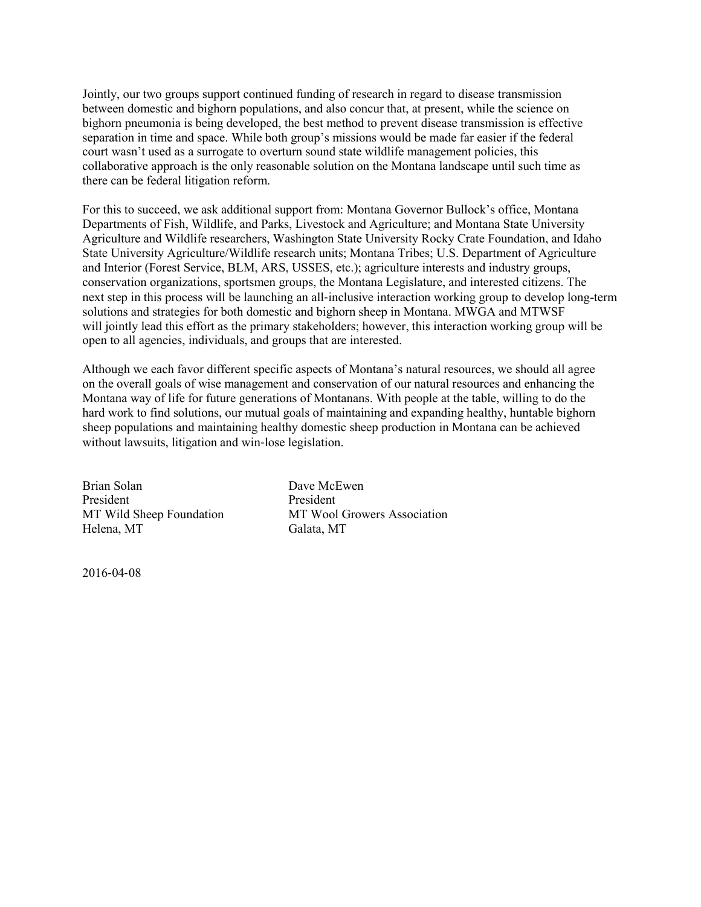Jointly, our two groups support continued funding of research in regard to disease transmission between domestic and bighorn populations, and also concur that, at present, while the science on bighorn pneumonia is being developed, the best method to prevent disease transmission is effective separation in time and space. While both group's missions would be made far easier if the federal court wasn't used as a surrogate to overturn sound state wildlife management policies, this collaborative approach is the only reasonable solution on the Montana landscape until such time as there can be federal litigation reform.

For this to succeed, we ask additional support from: Montana Governor Bullock's office, Montana Departments of Fish, Wildlife, and Parks, Livestock and Agriculture; and Montana State University Agriculture and Wildlife researchers, Washington State University Rocky Crate Foundation, and Idaho State University Agriculture/Wildlife research units; Montana Tribes; U.S. Department of Agriculture and Interior (Forest Service, BLM, ARS, USSES, etc.); agriculture interests and industry groups, conservation organizations, sportsmen groups, the Montana Legislature, and interested citizens. The next step in this process will be launching an all-inclusive interaction working group to develop long-term solutions and strategies for both domestic and bighorn sheep in Montana. MWGA and MTWSF will jointly lead this effort as the primary stakeholders; however, this interaction working group will be open to all agencies, individuals, and groups that are interested.

Although we each favor different specific aspects of Montana's natural resources, we should all agree on the overall goals of wise management and conservation of our natural resources and enhancing the Montana way of life for future generations of Montanans. With people at the table, willing to do the hard work to find solutions, our mutual goals of maintaining and expanding healthy, huntable bighorn sheep populations and maintaining healthy domestic sheep production in Montana can be achieved without lawsuits, litigation and win-lose legislation.

Brian Solan
President
MT Wild Sheep Foundation
Helena, MT

Dave McEwen
President
MT Wool Growers Association
Galata, MT

2016-04-08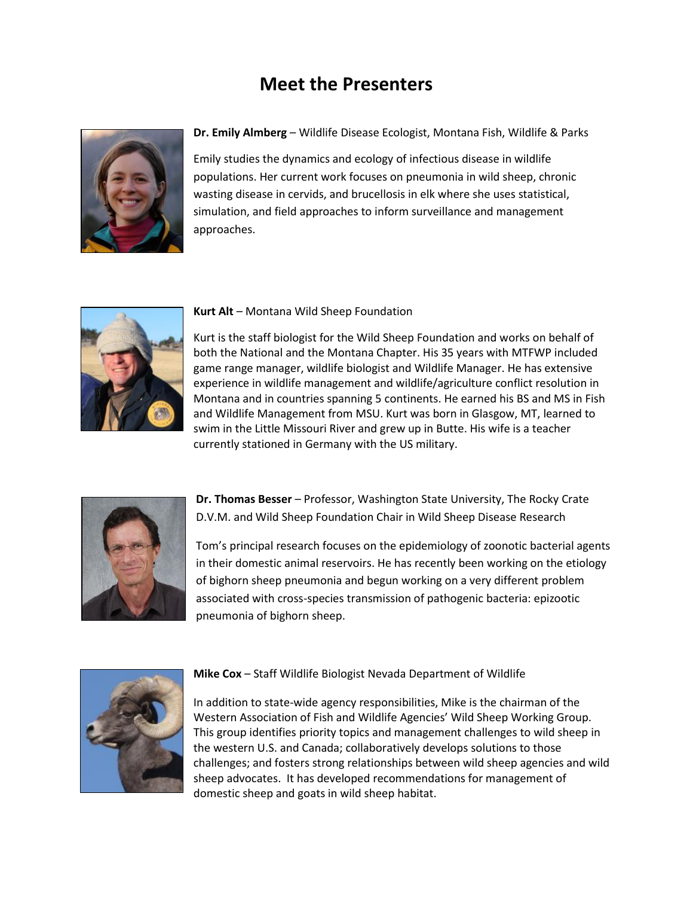# Meet the Presenters

**Dr. Emily Almberg** – Wildlife Disease Ecologist, Montana Fish, Wildlife & Parks

Emily studies the dynamics and ecology of infectious disease in wildlife populations. Her current work focuses on pneumonia in wild sheep, chronic wasting disease in cervids, and brucellosis in elk where she uses statistical, simulation, and field approaches to inform surveillance and management approaches.

**Kurt Alt** – Montana Wild Sheep Foundation

Kurt is the staff biologist for the Wild Sheep Foundation and works on behalf of both the National and the Montana Chapter. His 35 years with MTFWP included game range manager, wildlife biologist and Wildlife Manager. He has extensive experience in wildlife management and wildlife/agriculture conflict resolution in Montana and in countries spanning 5 continents. He earned his BS and MS in Fish and Wildlife Management from MSU. Kurt was born in Glasgow, MT, learned to swim in the Little Missouri River and grew up in Butte. His wife is a teacher currently stationed in Germany with the US military.

**Dr. Thomas Besser** – Professor, Washington State University, The Rocky Crate D.V.M. and Wild Sheep Foundation Chair in Wild Sheep Disease Research

Tom's principal research focuses on the epidemiology of zoonotic bacterial agents in their domestic animal reservoirs. He has recently been working on the etiology of bighorn sheep pneumonia and begun working on a very different problem associated with cross-species transmission of pathogenic bacteria: epizootic pneumonia of bighorn sheep.

**Mike Cox** – Staff Wildlife Biologist Nevada Department of Wildlife

In addition to state-wide agency responsibilities, Mike is the chairman of the Western Association of Fish and Wildlife Agencies' Wild Sheep Working Group. This group identifies priority topics and management challenges to wild sheep in the western U.S. and Canada; collaboratively develops solutions to those challenges; and fosters strong relationships between wild sheep agencies and wild sheep advocates. It has developed recommendations for management of domestic sheep and goats in wild sheep habitat.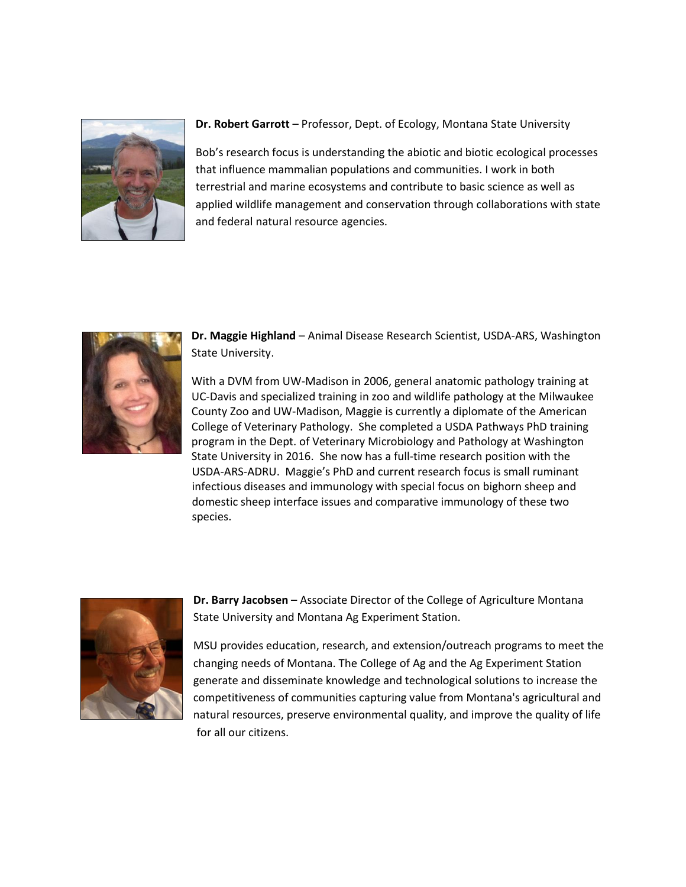**Dr. Robert Garrott** – Professor, Dept. of Ecology, Montana State University

Bob's research focus is understanding the abiotic and biotic ecological processes that influence mammalian populations and communities. I work in both terrestrial and marine ecosystems and contribute to basic science as well as applied wildlife management and conservation through collaborations with state and federal natural resource agencies.

**Dr. Maggie Highland** – Animal Disease Research Scientist, USDA-ARS, Washington State University.

With a DVM from UW-Madison in 2006, general anatomic pathology training at UC-Davis and specialized training in zoo and wildlife pathology at the Milwaukee County Zoo and UW-Madison, Maggie is currently a diplomate of the American College of Veterinary Pathology. She completed a USDA Pathways PhD training program in the Dept. of Veterinary Microbiology and Pathology at Washington State University in 2016. She now has a full-time research position with the USDA-ARS-ADRU. Maggie's PhD and current research focus is small ruminant infectious diseases and immunology with special focus on bighorn sheep and domestic sheep interface issues and comparative immunology of these two species.

**Dr. Barry Jacobsen** – Associate Director of the College of Agriculture Montana State University and Montana Ag Experiment Station.

MSU provides education, research, and extension/outreach programs to meet the changing needs of Montana. The College of Ag and the Ag Experiment Station generate and disseminate knowledge and technological solutions to increase the competitiveness of communities capturing value from Montana's agricultural and natural resources, preserve environmental quality, and improve the quality of life for all our citizens.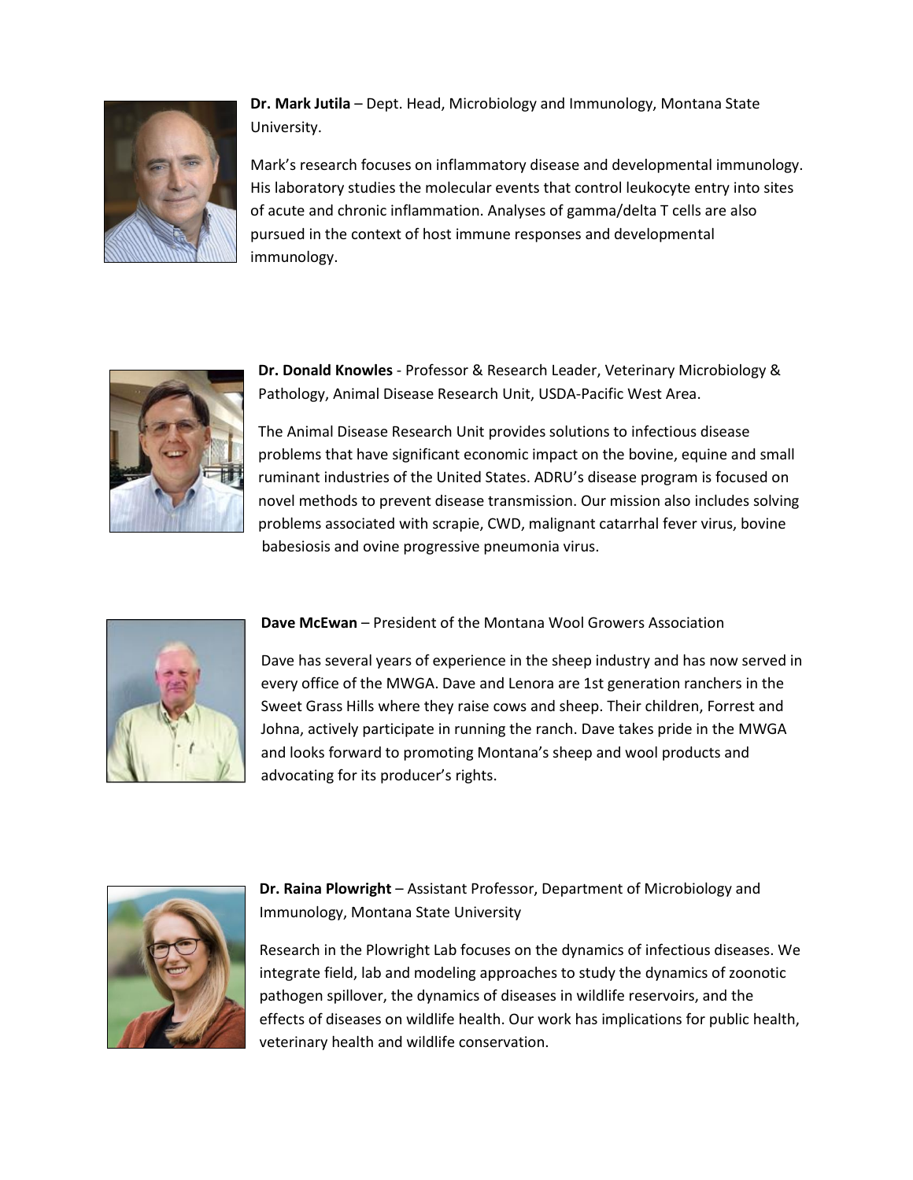**Dr. Mark Jutila** – Dept. Head, Microbiology and Immunology, Montana State University.

Mark's research focuses on inflammatory disease and developmental immunology. His laboratory studies the molecular events that control leukocyte entry into sites of acute and chronic inflammation. Analyses of gamma/delta T cells are also pursued in the context of host immune responses and developmental immunology.

**Dr. Donald Knowles** - Professor & Research Leader, Veterinary Microbiology & Pathology, Animal Disease Research Unit, USDA-Pacific West Area.

The Animal Disease Research Unit provides solutions to infectious disease problems that have significant economic impact on the bovine, equine and small ruminant industries of the United States. ADRU's disease program is focused on novel methods to prevent disease transmission. Our mission also includes solving problems associated with scrapie, CWD, malignant catarrhal fever virus, bovine babesiosis and ovine progressive pneumonia virus.

**Dave McEwan** – President of the Montana Wool Growers Association

Dave has several years of experience in the sheep industry and has now served in every office of the MWGA. Dave and Lenora are 1st generation ranchers in the Sweet Grass Hills where they raise cows and sheep. Their children, Forrest and Johna, actively participate in running the ranch. Dave takes pride in the MWGA and looks forward to promoting Montana's sheep and wool products and advocating for its producer's rights.

**Dr. Raina Plowright** – Assistant Professor, Department of Microbiology and Immunology, Montana State University

Research in the Plowright Lab focuses on the dynamics of infectious diseases. We integrate field, lab and modeling approaches to study the dynamics of zoonotic pathogen spillover, the dynamics of diseases in wildlife reservoirs, and the effects of diseases on wildlife health. Our work has implications for public health, veterinary health and wildlife conservation.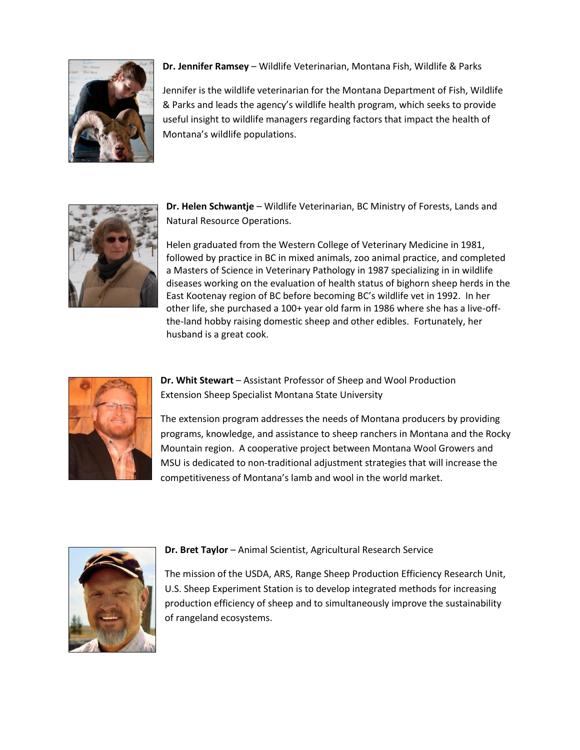**Dr. Jennifer Ramsey** – Wildlife Veterinarian, Montana Fish, Wildlife & Parks

Jennifer is the wildlife veterinarian for the Montana Department of Fish, Wildlife & Parks and leads the agency's wildlife health program, which seeks to provide useful insight to wildlife managers regarding factors that impact the health of Montana's wildlife populations.

**Dr. Helen Schwantje** – Wildlife Veterinarian, BC Ministry of Forests, Lands and Natural Resource Operations.

Helen graduated from the Western College of Veterinary Medicine in 1981, followed by practice in BC in mixed animals, zoo animal practice, and completed a Masters of Science in Veterinary Pathology in 1987 specializing in in wildlife diseases working on the evaluation of health status of bighorn sheep herds in the East Kootenay region of BC before becoming BC's wildlife vet in 1992. In her other life, she purchased a 100+ year old farm in 1986 where she has a live-off-the-land hobby raising domestic sheep and other edibles. Fortunately, her husband is a great cook.

**Dr. Whit Stewart** – Assistant Professor of Sheep and Wool Production Extension Sheep Specialist Montana State University

The extension program addresses the needs of Montana producers by providing programs, knowledge, and assistance to sheep ranchers in Montana and the Rocky Mountain region. A cooperative project between Montana Wool Growers and MSU is dedicated to non-traditional adjustment strategies that will increase the competitiveness of Montana's lamb and wool in the world market.

**Dr. Bret Taylor** – Animal Scientist, Agricultural Research Service

The mission of the USDA, ARS, Range Sheep Production Efficiency Research Unit, U.S. Sheep Experiment Station is to develop integrated methods for increasing production efficiency of sheep and to simultaneously improve the sustainability of rangeland ecosystems.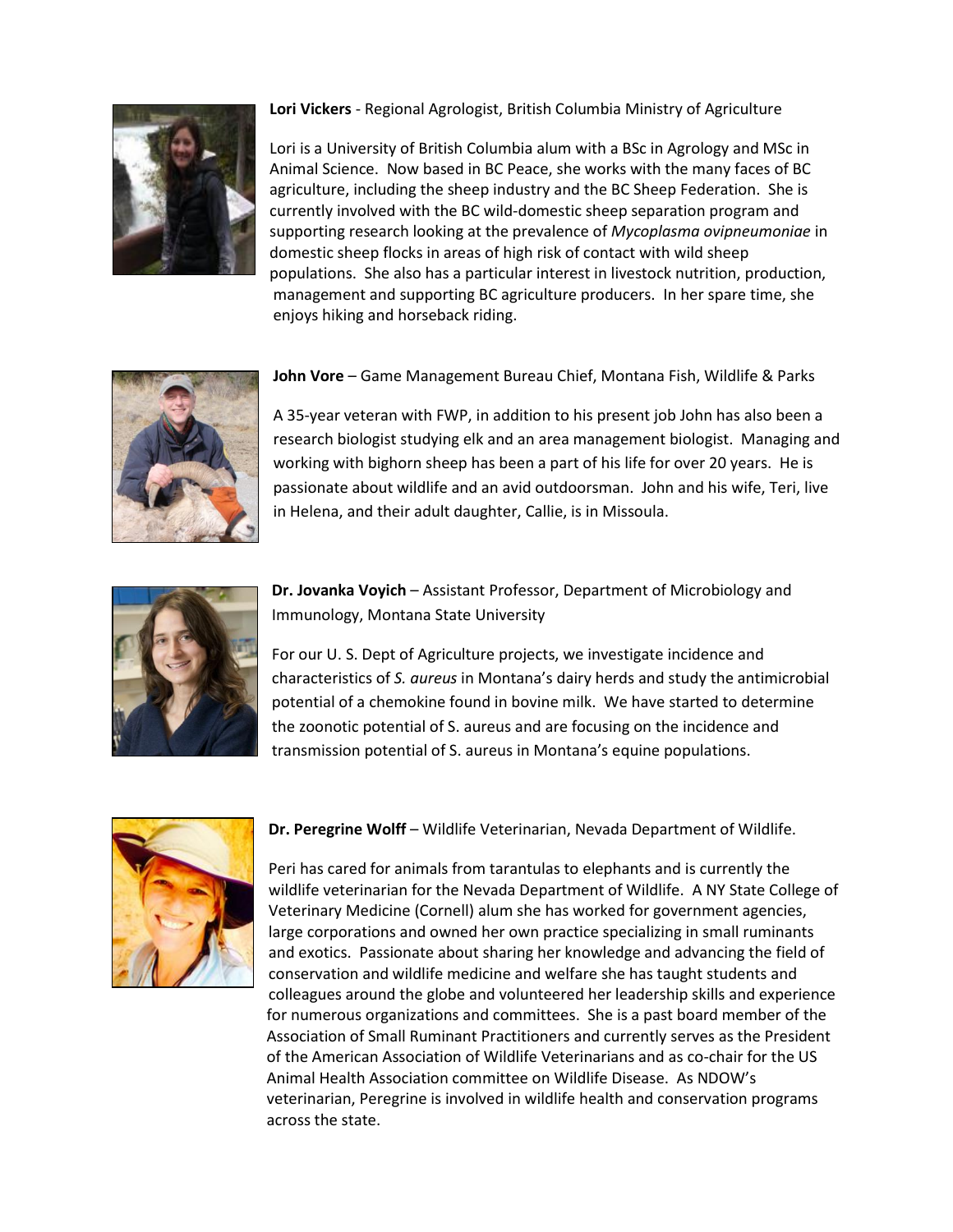**Lori Vickers** - Regional Agrologist, British Columbia Ministry of Agriculture

Lori is a University of British Columbia alum with a BSc in Agrology and MSc in Animal Science. Now based in BC Peace, she works with the many faces of BC agriculture, including the sheep industry and the BC Sheep Federation. She is currently involved with the BC wild-domestic sheep separation program and supporting research looking at the prevalence of *Mycoplasma ovipneumoniae* in domestic sheep flocks in areas of high risk of contact with wild sheep populations. She also has a particular interest in livestock nutrition, production, management and supporting BC agriculture producers. In her spare time, she enjoys hiking and horseback riding.

**John Vore** – Game Management Bureau Chief, Montana Fish, Wildlife & Parks

A 35-year veteran with FWP, in addition to his present job John has also been a research biologist studying elk and an area management biologist. Managing and working with bighorn sheep has been a part of his life for over 20 years. He is passionate about wildlife and an avid outdoorsman. John and his wife, Teri, live in Helena, and their adult daughter, Callie, is in Missoula.

**Dr. Jovanka Voyich** – Assistant Professor, Department of Microbiology and Immunology, Montana State University

For our U. S. Dept of Agriculture projects, we investigate incidence and characteristics of *S. aureus* in Montana's dairy herds and study the antimicrobial potential of a chemokine found in bovine milk. We have started to determine the zoonotic potential of S. aureus and are focusing on the incidence and transmission potential of S. aureus in Montana's equine populations.

**Dr. Peregrine Wolff** – Wildlife Veterinarian, Nevada Department of Wildlife.

Peri has cared for animals from tarantulas to elephants and is currently the wildlife veterinarian for the Nevada Department of Wildlife. A NY State College of Veterinary Medicine (Cornell) alum she has worked for government agencies, large corporations and owned her own practice specializing in small ruminants and exotics. Passionate about sharing her knowledge and advancing the field of conservation and wildlife medicine and welfare she has taught students and colleagues around the globe and volunteered her leadership skills and experience for numerous organizations and committees. She is a past board member of the Association of Small Ruminant Practitioners and currently serves as the President of the American Association of Wildlife Veterinarians and as co-chair for the US Animal Health Association committee on Wildlife Disease. As NDOW's veterinarian, Peregrine is involved in wildlife health and conservation programs across the state.